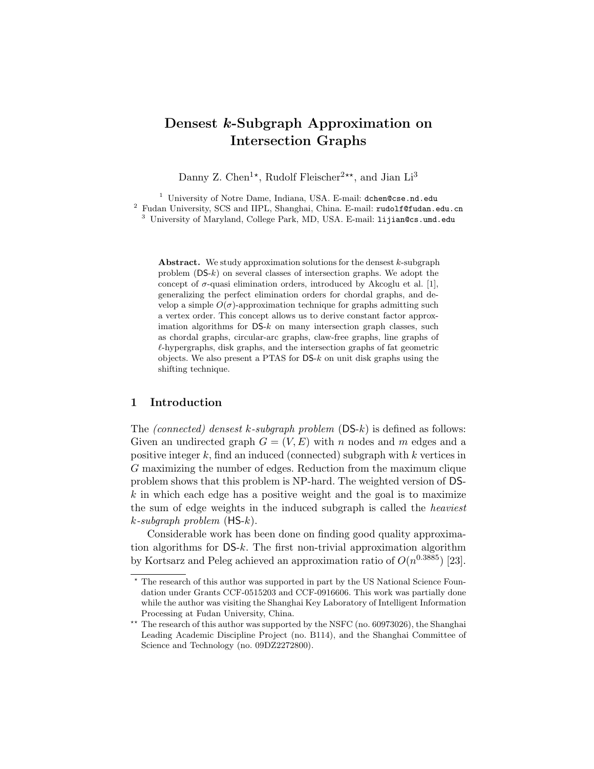# Densest $k$-Subgraph Approximation on Intersection Graphs

Danny Z. Chen[1*], Rudolf Fleischer[2**], and Jian Li[3]

[1] University of Notre Dame, Indiana, USA. E-mail: dchen@cse.nd.edu
[2] Fudan University, SCS and IIPL, Shanghai, China. E-mail: rudolf@fudan.edu.cn
[3] University of Maryland, College Park, MD, USA. E-mail: lijian@cs.umd.edu

**Abstract.** We study approximation solutions for the densest $k$-subgraph problem (DS-$k$) on several classes of intersection graphs. We adopt the concept of $\sigma$-quasi elimination orders, introduced by Akcoglu et al. [1], generalizing the perfect elimination orders for chordal graphs, and develop a simple $O(\sigma)$-approximation technique for graphs admitting such a vertex order. This concept allows us to derive constant factor approximation algorithms for DS-$k$ on many intersection graph classes, such as chordal graphs, circular-arc graphs, claw-free graphs, line graphs of $\ell$-hypergraphs, disk graphs, and the intersection graphs of fat geometric objects. We also present a PTAS for DS-$k$ on unit disk graphs using the shifting technique.

## 1 Introduction

The *(connected) densest $k$-subgraph problem* (DS-$k$) is defined as follows: Given an undirected graph $G = (V, E)$ with $n$ nodes and $m$ edges and a positive integer $k$, find an induced (connected) subgraph with $k$ vertices in $G$ maximizing the number of edges. Reduction from the maximum clique problem shows that this problem is NP-hard. The weighted version of DS-$k$ in which each edge has a positive weight and the goal is to maximize the sum of edge weights in the induced subgraph is called the *heaviest $k$-subgraph problem* (HS-$k$).

Considerable work has been done on finding good quality approximation algorithms for DS-$k$. The first non-trivial approximation algorithm by Kortsarz and Peleg achieved an approximation ratio of $O(n^{0.3885})$ [23].

* The research of this author was supported in part by the US National Science Foundation under Grants CCF-0515203 and CCF-0916606. This work was partially done while the author was visiting the Shanghai Key Laboratory of Intelligent Information Processing at Fudan University, China.

** The research of this author was supported by the NSFC (no. 60973026), the Shanghai Leading Academic Discipline Project (no. B114), and the Shanghai Committee of Science and Technology (no. 09DZ2272800).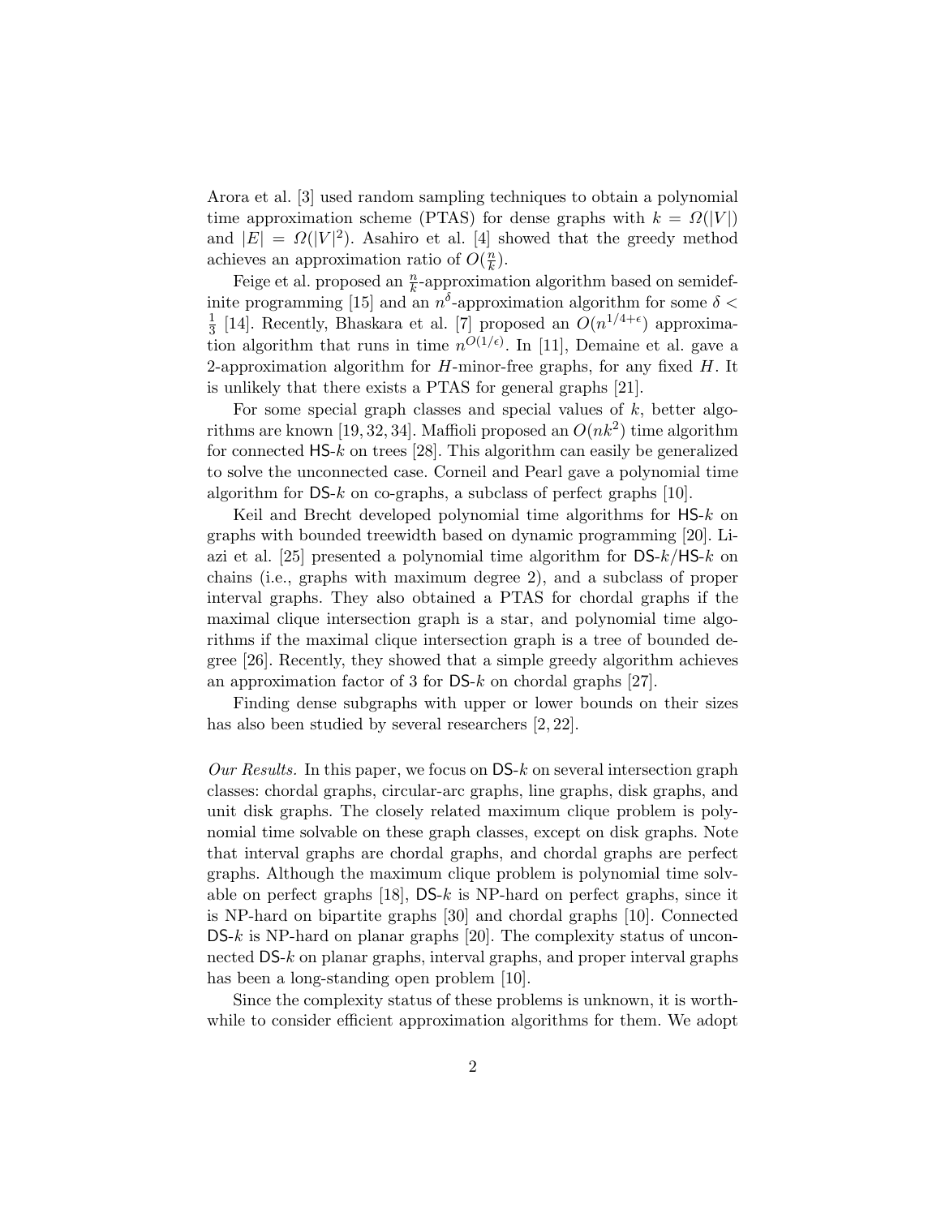Arora et al. [3] used random sampling techniques to obtain a polynomial time approximation scheme (PTAS) for dense graphs with $k = \Omega(|V|)$ and $|E| = \Omega(|V|^2)$. Asahiro et al. [4] showed that the greedy method achieves an approximation ratio of $O(\frac{n}{k})$.

Feige et al. proposed an $\frac{n}{k}$-approximation algorithm based on semidefinite programming [15] and an $n^{\delta}$-approximation algorithm for some $\delta < \frac{1}{3}$ [14]. Recently, Bhaskara et al. [7] proposed an $O(n^{1/4+\epsilon})$ approximation algorithm that runs in time $n^{O(1/\epsilon)}$. In [11], Demaine et al. gave a 2-approximation algorithm for $H$-minor-free graphs, for any fixed $H$. It is unlikely that there exists a PTAS for general graphs [21].

For some special graph classes and special values of $k$, better algorithms are known [19, 32, 34]. Maffioli proposed an $O(nk^2)$ time algorithm for connected HS-$k$ on trees [28]. This algorithm can easily be generalized to solve the unconnected case. Corneil and Pearl gave a polynomial time algorithm for DS-$k$ on co-graphs, a subclass of perfect graphs [10].

Keil and Brecht developed polynomial time algorithms for HS-$k$ on graphs with bounded treewidth based on dynamic programming [20]. Liazi et al. [25] presented a polynomial time algorithm for DS-$k$/HS-$k$ on chains (i.e., graphs with maximum degree 2), and a subclass of proper interval graphs. They also obtained a PTAS for chordal graphs if the maximal clique intersection graph is a star, and polynomial time algorithms if the maximal clique intersection graph is a tree of bounded degree [26]. Recently, they showed that a simple greedy algorithm achieves an approximation factor of 3 for DS-$k$ on chordal graphs [27].

Finding dense subgraphs with upper or lower bounds on their sizes has also been studied by several researchers [2, 22].

*Our Results.* In this paper, we focus on DS-$k$ on several intersection graph classes: chordal graphs, circular-arc graphs, line graphs, disk graphs, and unit disk graphs. The closely related maximum clique problem is polynomial time solvable on these graph classes, except on disk graphs. Note that interval graphs are chordal graphs, and chordal graphs are perfect graphs. Although the maximum clique problem is polynomial time solvable on perfect graphs [18], DS-$k$ is NP-hard on perfect graphs, since it is NP-hard on bipartite graphs [30] and chordal graphs [10]. Connected DS-$k$ is NP-hard on planar graphs [20]. The complexity status of unconnected DS-$k$ on planar graphs, interval graphs, and proper interval graphs has been a long-standing open problem [10].

Since the complexity status of these problems is unknown, it is worthwhile to consider efficient approximation algorithms for them. We adopt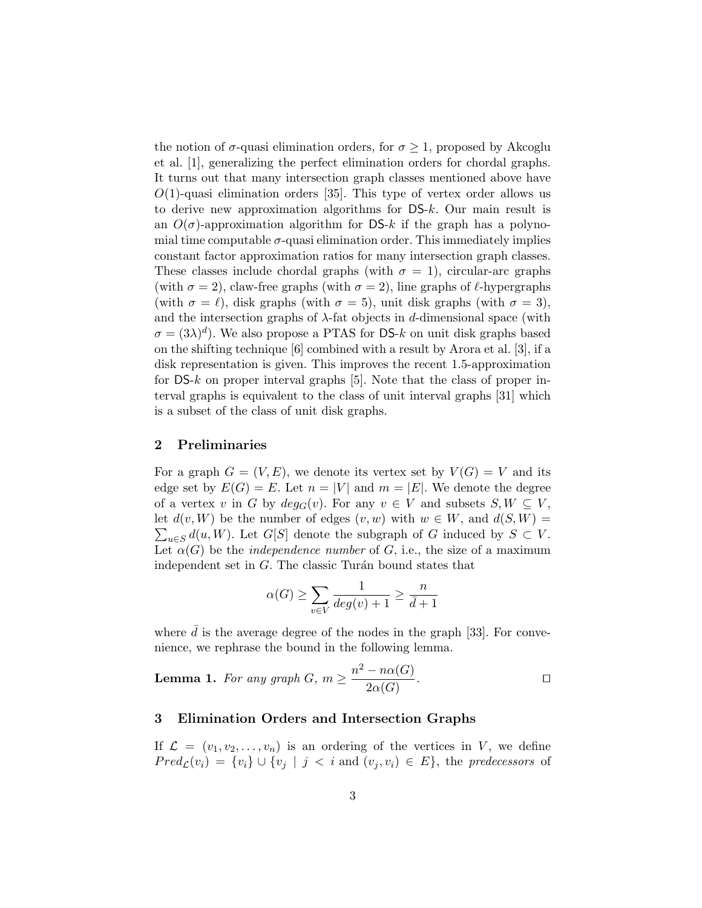the notion of $\sigma$-quasi elimination orders, for $\sigma \geq 1$, proposed by Akcoglu et al. [1], generalizing the perfect elimination orders for chordal graphs. It turns out that many intersection graph classes mentioned above have $O(1)$-quasi elimination orders [35]. This type of vertex order allows us to derive new approximation algorithms for $\mathsf{DS}\text{-}k$. Our main result is an $O(\sigma)$-approximation algorithm for $\mathsf{DS}\text{-}k$ if the graph has a polynomial time computable $\sigma$-quasi elimination order. This immediately implies constant factor approximation ratios for many intersection graph classes. These classes include chordal graphs (with $\sigma = 1$), circular-arc graphs (with $\sigma = 2$), claw-free graphs (with $\sigma = 2$), line graphs of $\ell$-hypergraphs (with $\sigma = \ell$), disk graphs (with $\sigma = 5$), unit disk graphs (with $\sigma = 3$), and the intersection graphs of $\lambda$-fat objects in $d$-dimensional space (with $\sigma = (3\lambda)^d$). We also propose a PTAS for $\mathsf{DS}\text{-}k$ on unit disk graphs based on the shifting technique [6] combined with a result by Arora et al. [3], if a disk representation is given. This improves the recent 1.5-approximation for $\mathsf{DS}\text{-}k$ on proper interval graphs [5]. Note that the class of proper interval graphs is equivalent to the class of unit interval graphs [31] which is a subset of the class of unit disk graphs.

## 2 Preliminaries

For a graph $G = (V, E)$, we denote its vertex set by $V(G) = V$ and its edge set by $E(G) = E$. Let $n = |V|$ and $m = |E|$. We denote the degree of a vertex $v$ in $G$ by $deg_G(v)$. For any $v \in V$ and subsets $S, W \subseteq V$, let $d(v, W)$ be the number of edges $(v, w)$ with $w \in W$, and $d(S, W) = \sum_{u \in S} d(u, W)$. Let $G[S]$ denote the subgraph of $G$ induced by $S \subset V$. Let $\alpha(G)$ be the *independence number* of $G$, i.e., the size of a maximum independent set in $G$. The classic Turán bound states that

$$\alpha(G) \geq \sum_{v \in V} \frac{1}{deg(v) + 1} \geq \frac{n}{\bar{d} + 1}$$

where $\bar{d}$ is the average degree of the nodes in the graph [33]. For convenience, we rephrase the bound in the following lemma.

**Lemma 1.** *For any graph $G$, $m \geq \dfrac{n^2 - n\alpha(G)}{2\alpha(G)}$.* □

## 3 Elimination Orders and Intersection Graphs

If $\mathcal{L} = (v_1, v_2, \ldots, v_n)$ is an ordering of the vertices in $V$, we define $Pred_{\mathcal{L}}(v_i) = \{v_i\} \cup \{v_j \mid j < i \text{ and } (v_j, v_i) \in E\}$, the *predecessors* of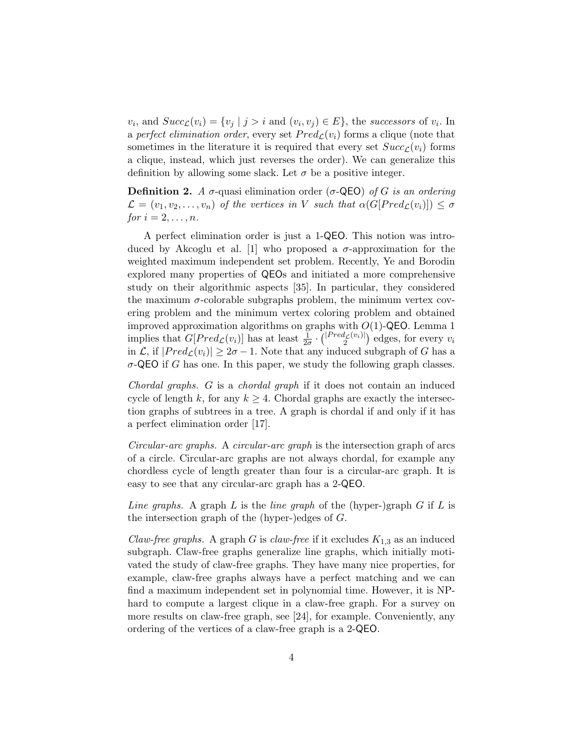$v_i$, and $Succ_{\mathcal{L}}(v_i) = \{v_j \mid j > i \text{ and } (v_i, v_j) \in E\}$, the *successors* of $v_i$. In a *perfect elimination order*, every set $Pred_{\mathcal{L}}(v_i)$ forms a clique (note that sometimes in the literature it is required that every set $Succ_{\mathcal{L}}(v_i)$ forms a clique, instead, which just reverses the order). We can generalize this definition by allowing some slack. Let $\sigma$ be a positive integer.

**Definition 2.** *A $\sigma$-quasi elimination order ($\sigma$-QEO) of $G$ is an ordering $\mathcal{L} = (v_1, v_2, \ldots, v_n)$ of the vertices in $V$ such that $\alpha(G[Pred_{\mathcal{L}}(v_i)]) \leq \sigma$ for $i = 2, \ldots, n$.*

A perfect elimination order is just a 1-QEO. This notion was introduced by Akcoglu et al. [1] who proposed a $\sigma$-approximation for the weighted maximum independent set problem. Recently, Ye and Borodin explored many properties of QEOs and initiated a more comprehensive study on their algorithmic aspects [35]. In particular, they considered the maximum $\sigma$-colorable subgraphs problem, the minimum vertex covering problem and the minimum vertex coloring problem and obtained improved approximation algorithms on graphs with $O(1)$-QEO. Lemma 1 implies that $G[Pred_{\mathcal{L}}(v_i)]$ has at least $\frac{1}{2\sigma} \cdot \binom{|Pred_{\mathcal{L}}(v_i)|}{2}$ edges, for every $v_i$ in $\mathcal{L}$, if $|Pred_{\mathcal{L}}(v_i)| \geq 2\sigma - 1$. Note that any induced subgraph of $G$ has a $\sigma$-QEO if $G$ has one. In this paper, we study the following graph classes.

*Chordal graphs.* $G$ is a *chordal graph* if it does not contain an induced cycle of length $k$, for any $k \geq 4$. Chordal graphs are exactly the intersection graphs of subtrees in a tree. A graph is chordal if and only if it has a perfect elimination order [17].

*Circular-arc graphs.* A *circular-arc graph* is the intersection graph of arcs of a circle. Circular-arc graphs are not always chordal, for example any chordless cycle of length greater than four is a circular-arc graph. It is easy to see that any circular-arc graph has a 2-QEO.

*Line graphs.* A graph $L$ is the *line graph* of the (hyper-)graph $G$ if $L$ is the intersection graph of the (hyper-)edges of $G$.

*Claw-free graphs.* A graph $G$ is *claw-free* if it excludes $K_{1,3}$ as an induced subgraph. Claw-free graphs generalize line graphs, which initially motivated the study of claw-free graphs. They have many nice properties, for example, claw-free graphs always have a perfect matching and we can find a maximum independent set in polynomial time. However, it is NP-hard to compute a largest clique in a claw-free graph. For a survey on more results on claw-free graph, see [24], for example. Conveniently, any ordering of the vertices of a claw-free graph is a 2-QEO.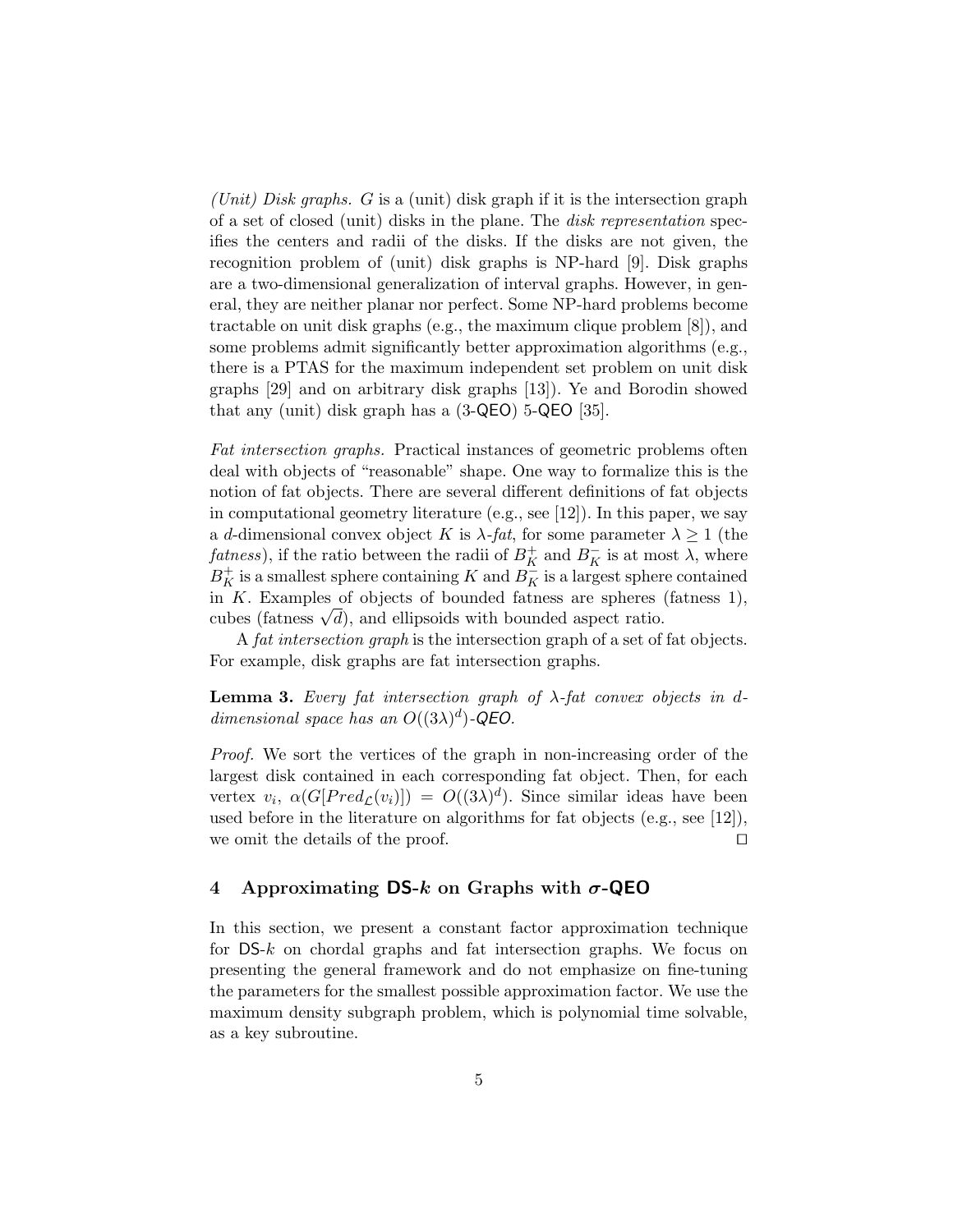*(Unit) Disk graphs.* $G$ is a (unit) disk graph if it is the intersection graph of a set of closed (unit) disks in the plane. The *disk representation* specifies the centers and radii of the disks. If the disks are not given, the recognition problem of (unit) disk graphs is NP-hard [9]. Disk graphs are a two-dimensional generalization of interval graphs. However, in general, they are neither planar nor perfect. Some NP-hard problems become tractable on unit disk graphs (e.g., the maximum clique problem [8]), and some problems admit significantly better approximation algorithms (e.g., there is a PTAS for the maximum independent set problem on unit disk graphs [29] and on arbitrary disk graphs [13]). Ye and Borodin showed that any (unit) disk graph has a (3-QEO) 5-QEO [35].

*Fat intersection graphs.* Practical instances of geometric problems often deal with objects of "reasonable" shape. One way to formalize this is the notion of fat objects. There are several different definitions of fat objects in computational geometry literature (e.g., see [12]). In this paper, we say a $d$-dimensional convex object $K$ is $\lambda$-*fat*, for some parameter $\lambda \geq 1$ (the *fatness*), if the ratio between the radii of $B_K^+$ and $B_K^-$ is at most $\lambda$, where $B_K^+$ is a smallest sphere containing $K$ and $B_K^-$ is a largest sphere contained in $K$. Examples of objects of bounded fatness are spheres (fatness 1), cubes (fatness $\sqrt{d}$), and ellipsoids with bounded aspect ratio.

A *fat intersection graph* is the intersection graph of a set of fat objects. For example, disk graphs are fat intersection graphs.

**Lemma 3.** *Every fat intersection graph of $\lambda$-fat convex objects in $d$-dimensional space has an $O((3\lambda)^d)$-QEO.*

*Proof.* We sort the vertices of the graph in non-increasing order of the largest disk contained in each corresponding fat object. Then, for each vertex $v_i$, $\alpha(G[Pred_{\mathcal{L}}(v_i)]) = O((3\lambda)^d)$. Since similar ideas have been used before in the literature on algorithms for fat objects (e.g., see [12]), we omit the details of the proof. □

## 4 Approximating DS-$k$ on Graphs with $\sigma$-QEO

In this section, we present a constant factor approximation technique for DS-$k$ on chordal graphs and fat intersection graphs. We focus on presenting the general framework and do not emphasize on fine-tuning the parameters for the smallest possible approximation factor. We use the maximum density subgraph problem, which is polynomial time solvable, as a key subroutine.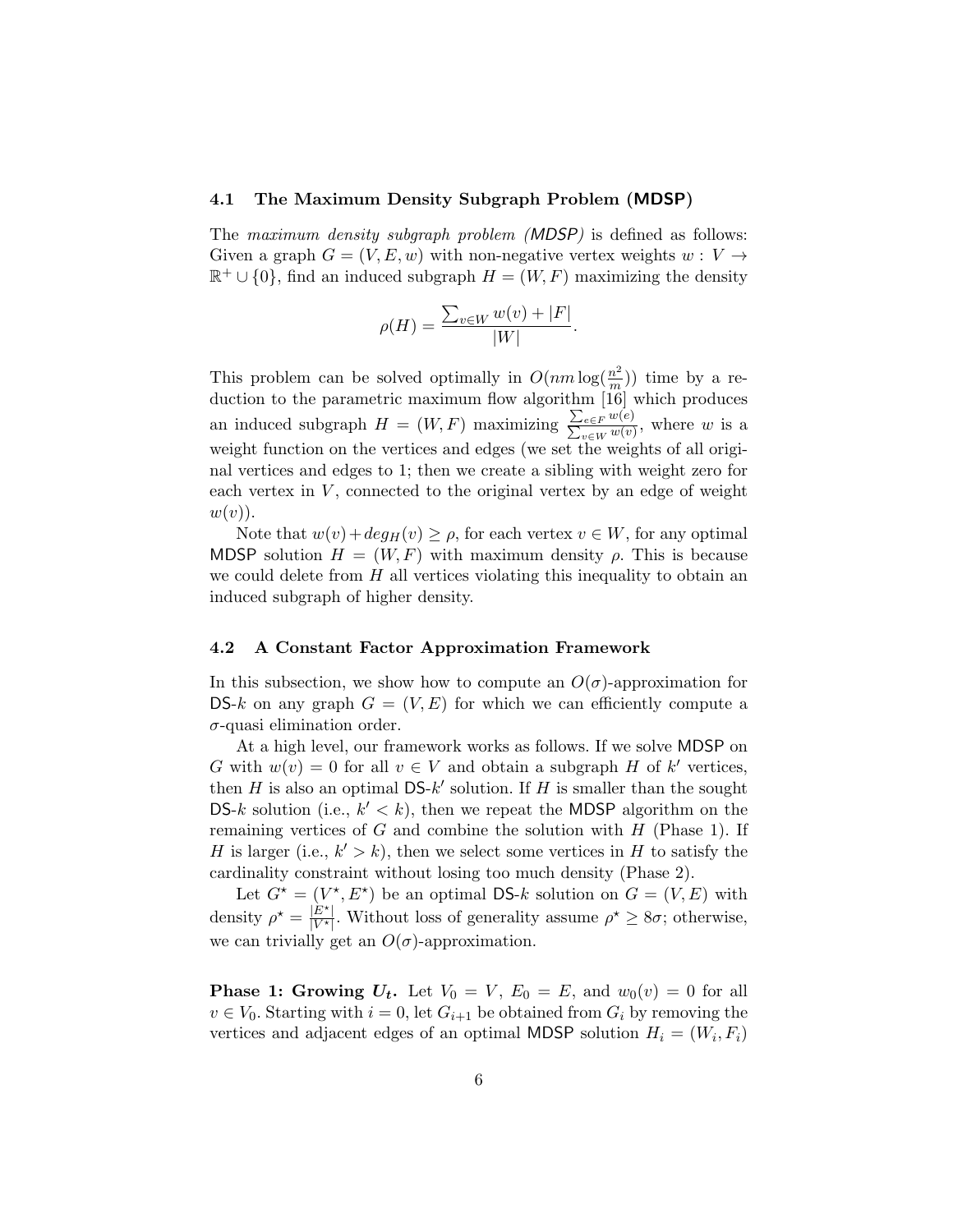### 4.1 The Maximum Density Subgraph Problem (MDSP)

The *maximum density subgraph problem (MDSP)* is defined as follows: Given a graph $G = (V, E, w)$ with non-negative vertex weights $w : V \to \mathbb{R}^+ \cup \{0\}$, find an induced subgraph $H = (W, F)$ maximizing the density

$$\rho(H) = \frac{\sum_{v \in W} w(v) + |F|}{|W|}.$$

This problem can be solved optimally in $O(nm \log(\frac{n^2}{m}))$ time by a reduction to the parametric maximum flow algorithm [16] which produces an induced subgraph $H = (W, F)$ maximizing $\frac{\sum_{e \in F} w(e)}{\sum_{v \in W} w(v)}$, where $w$ is a weight function on the vertices and edges (we set the weights of all original vertices and edges to 1; then we create a sibling with weight zero for each vertex in $V$, connected to the original vertex by an edge of weight $w(v)$).

Note that $w(v) + deg_H(v) \geq \rho$, for each vertex $v \in W$, for any optimal MDSP solution $H = (W, F)$ with maximum density $\rho$. This is because we could delete from $H$ all vertices violating this inequality to obtain an induced subgraph of higher density.

### 4.2 A Constant Factor Approximation Framework

In this subsection, we show how to compute an $O(\sigma)$-approximation for DS-$k$ on any graph $G = (V, E)$ for which we can efficiently compute a $\sigma$-quasi elimination order.

At a high level, our framework works as follows. If we solve MDSP on $G$ with $w(v) = 0$ for all $v \in V$ and obtain a subgraph $H$ of $k'$ vertices, then $H$ is also an optimal DS-$k'$ solution. If $H$ is smaller than the sought DS-$k$ solution (i.e., $k' < k$), then we repeat the MDSP algorithm on the remaining vertices of $G$ and combine the solution with $H$ (Phase 1). If $H$ is larger (i.e., $k' > k$), then we select some vertices in $H$ to satisfy the cardinality constraint without losing too much density (Phase 2).

Let $G^\star = (V^\star, E^\star)$ be an optimal DS-$k$ solution on $G = (V, E)$ with density $\rho^\star = \frac{|E^\star|}{|V^\star|}$. Without loss of generality assume $\rho^\star \geq 8\sigma$; otherwise, we can trivially get an $O(\sigma)$-approximation.

**Phase 1: Growing $U_t$.** Let $V_0 = V$, $E_0 = E$, and $w_0(v) = 0$ for all $v \in V_0$. Starting with $i = 0$, let $G_{i+1}$ be obtained from $G_i$ by removing the vertices and adjacent edges of an optimal MDSP solution $H_i = (W_i, F_i)$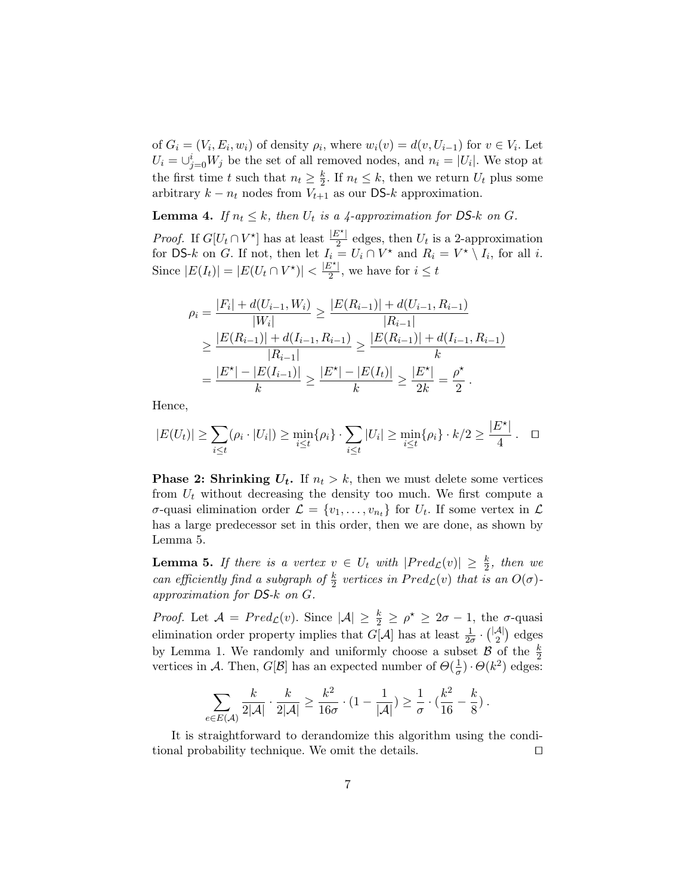of $G_i = (V_i, E_i, w_i)$ of density $\rho_i$, where $w_i(v) = d(v, U_{i-1})$ for $v \in V_i$. Let $U_i = \cup_{j=0}^{i} W_j$ be the set of all removed nodes, and $n_i = |U_i|$. We stop at the first time $t$ such that $n_t \geq \frac{k}{2}$. If $n_t \leq k$, then we return $U_t$ plus some arbitrary $k - n_t$ nodes from $V_{t+1}$ as our DS-$k$ approximation.

**Lemma 4.** *If $n_t \leq k$, then $U_t$ is a 4-approximation for DS-$k$ on $G$.*

*Proof.* If $G[U_t \cap V^\star]$ has at least $\frac{|E^\star|}{2}$ edges, then $U_t$ is a 2-approximation for DS-$k$ on $G$. If not, then let $I_i = U_i \cap V^\star$ and $R_i = V^\star \setminus I_i$, for all $i$. Since $|E(I_t)| = |E(U_t \cap V^\star)| < \frac{|E^\star|}{2}$, we have for $i \leq t$

$$
\begin{aligned}
\rho_i = \frac{|F_i| + d(U_{i-1}, W_i)}{|W_i|} &\geq \frac{|E(R_{i-1})| + d(U_{i-1}, R_{i-1})}{|R_{i-1}|} \\
&\geq \frac{|E(R_{i-1})| + d(I_{i-1}, R_{i-1})}{|R_{i-1}|} \geq \frac{|E(R_{i-1})| + d(I_{i-1}, R_{i-1})}{k} \\
&= \frac{|E^\star| - |E(I_{i-1})|}{k} \geq \frac{|E^\star| - |E(I_t)|}{k} \geq \frac{|E^\star|}{2k} = \frac{\rho^\star}{2} \, .
\end{aligned}
$$

Hence,

$$
|E(U_t)| \geq \sum_{i \leq t} (\rho_i \cdot |U_i|) \geq \min_{i \leq t}\{\rho_i\} \cdot \sum_{i \leq t} |U_i| \geq \min_{i \leq t}\{\rho_i\} \cdot k/2 \geq \frac{|E^\star|}{4} \, . \quad \square
$$

**Phase 2: Shrinking $U_t$.** If $n_t > k$, then we must delete some vertices from $U_t$ without decreasing the density too much. We first compute a $\sigma$-quasi elimination order $\mathcal{L} = \{v_1, \ldots, v_{n_t}\}$ for $U_t$. If some vertex in $\mathcal{L}$ has a large predecessor set in this order, then we are done, as shown by Lemma 5.

**Lemma 5.** *If there is a vertex $v \in U_t$ with $|Pred_{\mathcal{L}}(v)| \geq \frac{k}{2}$, then we can efficiently find a subgraph of $\frac{k}{2}$ vertices in $Pred_{\mathcal{L}}(v)$ that is an $O(\sigma)$-approximation for DS-$k$ on $G$.*

*Proof.* Let $\mathcal{A} = Pred_{\mathcal{L}}(v)$. Since $|\mathcal{A}| \geq \frac{k}{2} \geq \rho^\star \geq 2\sigma - 1$, the $\sigma$-quasi elimination order property implies that $G[\mathcal{A}]$ has at least $\frac{1}{2\sigma} \cdot \binom{|\mathcal{A}|}{2}$ edges by Lemma 1. We randomly and uniformly choose a subset $\mathcal{B}$ of the $\frac{k}{2}$ vertices in $\mathcal{A}$. Then, $G[\mathcal{B}]$ has an expected number of $\Theta(\frac{1}{\sigma}) \cdot \Theta(k^2)$ edges:

$$
\sum_{e \in E(\mathcal{A})} \frac{k}{2|\mathcal{A}|} \cdot \frac{k}{2|\mathcal{A}|} \geq \frac{k^2}{16\sigma} \cdot (1 - \frac{1}{|\mathcal{A}|}) \geq \frac{1}{\sigma} \cdot (\frac{k^2}{16} - \frac{k}{8}) \, .
$$

It is straightforward to derandomize this algorithm using the conditional probability technique. We omit the details. $\square$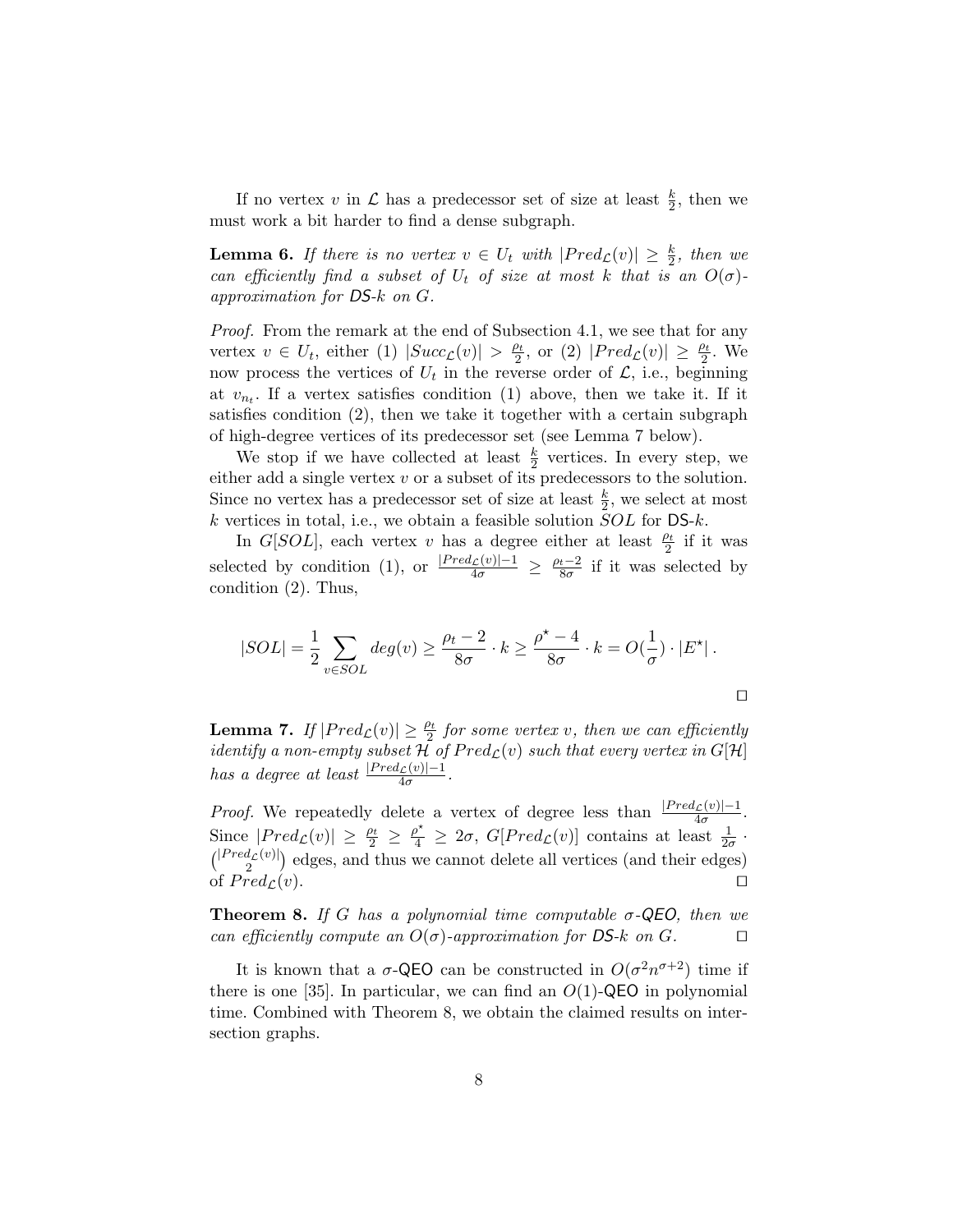If no vertex $v$ in $\mathcal{L}$ has a predecessor set of size at least $\frac{k}{2}$, then we must work a bit harder to find a dense subgraph.

**Lemma 6.** *If there is no vertex $v \in U_t$ with $|Pred_{\mathcal{L}}(v)| \geq \frac{k}{2}$, then we can efficiently find a subset of $U_t$ of size at most $k$ that is an $O(\sigma)$-approximation for DS-$k$ on $G$.*

*Proof.* From the remark at the end of Subsection 4.1, we see that for any vertex $v \in U_t$, either (1) $|Succ_{\mathcal{L}}(v)| > \frac{\rho_t}{2}$, or (2) $|Pred_{\mathcal{L}}(v)| \geq \frac{\rho_t}{2}$. We now process the vertices of $U_t$ in the reverse order of $\mathcal{L}$, i.e., beginning at $v_{n_t}$. If a vertex satisfies condition (1) above, then we take it. If it satisfies condition (2), then we take it together with a certain subgraph of high-degree vertices of its predecessor set (see Lemma 7 below).

We stop if we have collected at least $\frac{k}{2}$ vertices. In every step, we either add a single vertex $v$ or a subset of its predecessors to the solution. Since no vertex has a predecessor set of size at least $\frac{k}{2}$, we select at most $k$ vertices in total, i.e., we obtain a feasible solution $SOL$ for DS-$k$.

In $G[SOL]$, each vertex $v$ has a degree either at least $\frac{\rho_t}{2}$ if it was selected by condition (1), or $\frac{|Pred_{\mathcal{L}}(v)|-1}{4\sigma} \geq \frac{\rho_t - 2}{8\sigma}$ if it was selected by condition (2). Thus,

$$|SOL| = \frac{1}{2} \sum_{v \in SOL} deg(v) \geq \frac{\rho_t - 2}{8\sigma} \cdot k \geq \frac{\rho^\star - 4}{8\sigma} \cdot k = O(\frac{1}{\sigma}) \cdot |E^\star| \, .$$

$\square$

**Lemma 7.** *If $|Pred_{\mathcal{L}}(v)| \geq \frac{\rho_t}{2}$ for some vertex $v$, then we can efficiently identify a non-empty subset $\mathcal{H}$ of $Pred_{\mathcal{L}}(v)$ such that every vertex in $G[\mathcal{H}]$ has a degree at least $\frac{|Pred_{\mathcal{L}}(v)|-1}{4\sigma}$.*

*Proof.* We repeatedly delete a vertex of degree less than $\frac{|Pred_{\mathcal{L}}(v)|-1}{4\sigma}$. Since $|Pred_{\mathcal{L}}(v)| \geq \frac{\rho_t}{2} \geq \frac{\rho^\star}{4} \geq 2\sigma$, $G[Pred_{\mathcal{L}}(v)]$ contains at least $\frac{1}{2\sigma} \cdot \binom{|Pred_{\mathcal{L}}(v)|}{2}$ edges, and thus we cannot delete all vertices (and their edges) of $Pred_{\mathcal{L}}(v)$. $\square$

**Theorem 8.** *If $G$ has a polynomial time computable $\sigma$-QEO, then we can efficiently compute an $O(\sigma)$-approximation for DS-$k$ on $G$.* $\square$

It is known that a $\sigma$-QEO can be constructed in $O(\sigma^2 n^{\sigma+2})$ time if there is one [35]. In particular, we can find an $O(1)$-QEO in polynomial time. Combined with Theorem 8, we obtain the claimed results on intersection graphs.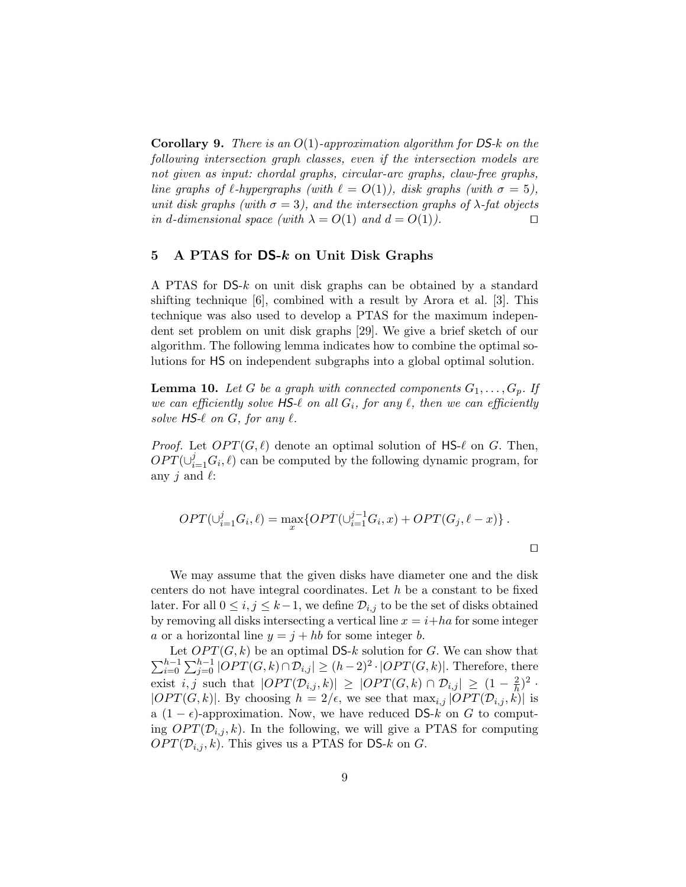**Corollary 9.** *There is an $O(1)$-approximation algorithm for* DS-*k on the following intersection graph classes, even if the intersection models are not given as input: chordal graphs, circular-arc graphs, claw-free graphs, line graphs of $\ell$-hypergraphs (with $\ell = O(1)$), disk graphs (with $\sigma = 5$), unit disk graphs (with $\sigma = 3$), and the intersection graphs of $\lambda$-fat objects in d-dimensional space (with $\lambda = O(1)$ and $d = O(1)$).* ☐

## 5 A PTAS for DS-$k$ on Unit Disk Graphs

A PTAS for DS-$k$ on unit disk graphs can be obtained by a standard shifting technique [6], combined with a result by Arora et al. [3]. This technique was also used to develop a PTAS for the maximum independent set problem on unit disk graphs [29]. We give a brief sketch of our algorithm. The following lemma indicates how to combine the optimal solutions for HS on independent subgraphs into a global optimal solution.

**Lemma 10.** *Let $G$ be a graph with connected components $G_1, \ldots, G_p$. If we can efficiently solve* HS-$\ell$ *on all $G_i$, for any $\ell$, then we can efficiently solve* HS-$\ell$ *on $G$, for any $\ell$.*

*Proof.* Let $OPT(G, \ell)$ denote an optimal solution of HS-$\ell$ on $G$. Then, $OPT(\cup_{i=1}^{j} G_i, \ell)$ can be computed by the following dynamic program, for any $j$ and $\ell$:

$$OPT(\cup_{i=1}^{j} G_i, \ell) = \max_x \{OPT(\cup_{i=1}^{j-1} G_i, x) + OPT(G_j, \ell - x)\} .$$

☐

We may assume that the given disks have diameter one and the disk centers do not have integral coordinates. Let $h$ be a constant to be fixed later. For all $0 \le i, j \le k-1$, we define $\mathcal{D}_{i,j}$ to be the set of disks obtained by removing all disks intersecting a vertical line $x = i + ha$ for some integer $a$ or a horizontal line $y = j + hb$ for some integer $b$.

Let $OPT(G, k)$ be an optimal DS-$k$ solution for $G$. We can show that $\sum_{i=0}^{h-1} \sum_{j=0}^{h-1} |OPT(G, k) \cap \mathcal{D}_{i,j}| \ge (h-2)^2 \cdot |OPT(G, k)|$. Therefore, there exist $i, j$ such that $|OPT(\mathcal{D}_{i,j}, k)| \ge |OPT(G, k) \cap \mathcal{D}_{i,j}| \ge (1 - \frac{2}{h})^2 \cdot |OPT(G, k)|$. By choosing $h = 2/\epsilon$, we see that $\max_{i,j} |OPT(\mathcal{D}_{i,j}, k)|$ is a $(1 - \epsilon)$-approximation. Now, we have reduced DS-$k$ on $G$ to computing $OPT(\mathcal{D}_{i,j}, k)$. In the following, we will give a PTAS for computing $OPT(\mathcal{D}_{i,j}, k)$. This gives us a PTAS for DS-$k$ on $G$.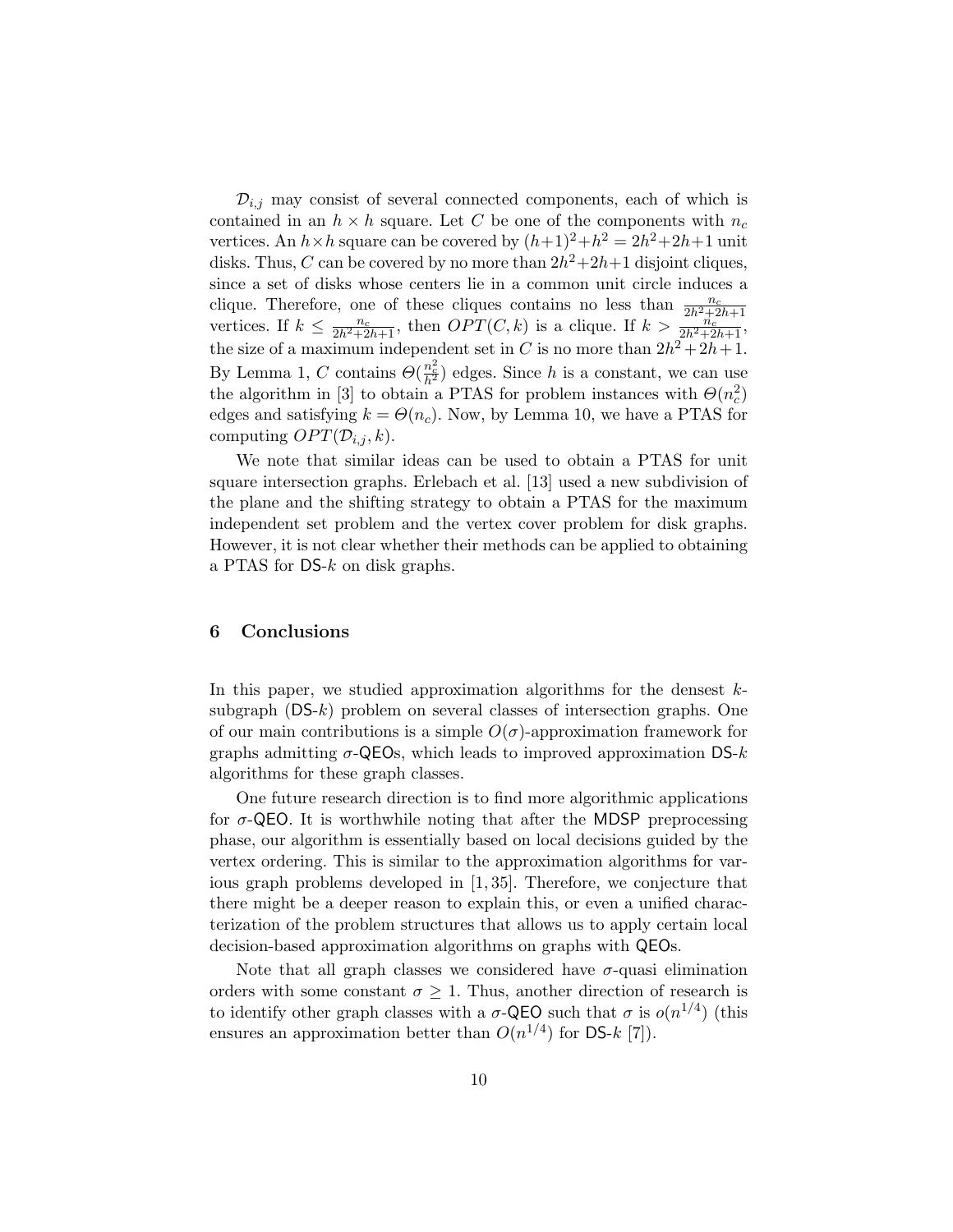$\mathcal{D}_{i,j}$ may consist of several connected components, each of which is contained in an $h \times h$ square. Let $C$ be one of the components with $n_c$ vertices. An $h \times h$ square can be covered by $(h+1)^2 + h^2 = 2h^2 + 2h + 1$ unit disks. Thus, $C$ can be covered by no more than $2h^2 + 2h + 1$ disjoint cliques, since a set of disks whose centers lie in a common unit circle induces a clique. Therefore, one of these cliques contains no less than $\frac{n_c}{2h^2+2h+1}$ vertices. If $k \leq \frac{n_c}{2h^2+2h+1}$, then $OPT(C, k)$ is a clique. If $k > \frac{n_c}{2h^2+2h+1}$, the size of a maximum independent set in $C$ is no more than $2h^2 + 2h + 1$. By Lemma 1, $C$ contains $\Theta(\frac{n_c^2}{h^2})$ edges. Since $h$ is a constant, we can use the algorithm in [3] to obtain a PTAS for problem instances with $\Theta(n_c^2)$ edges and satisfying $k = \Theta(n_c)$. Now, by Lemma 10, we have a PTAS for computing $OPT(\mathcal{D}_{i,j}, k)$.

We note that similar ideas can be used to obtain a PTAS for unit square intersection graphs. Erlebach et al. [13] used a new subdivision of the plane and the shifting strategy to obtain a PTAS for the maximum independent set problem and the vertex cover problem for disk graphs. However, it is not clear whether their methods can be applied to obtaining a PTAS for DS-$k$ on disk graphs.

## 6 Conclusions

In this paper, we studied approximation algorithms for the densest $k$-subgraph (DS-$k$) problem on several classes of intersection graphs. One of our main contributions is a simple $O(\sigma)$-approximation framework for graphs admitting $\sigma$-QEOs, which leads to improved approximation DS-$k$ algorithms for these graph classes.

One future research direction is to find more algorithmic applications for $\sigma$-QEO. It is worthwhile noting that after the MDSP preprocessing phase, our algorithm is essentially based on local decisions guided by the vertex ordering. This is similar to the approximation algorithms for various graph problems developed in [1, 35]. Therefore, we conjecture that there might be a deeper reason to explain this, or even a unified characterization of the problem structures that allows us to apply certain local decision-based approximation algorithms on graphs with QEOs.

Note that all graph classes we considered have $\sigma$-quasi elimination orders with some constant $\sigma \geq 1$. Thus, another direction of research is to identify other graph classes with a $\sigma$-QEO such that $\sigma$ is $o(n^{1/4})$ (this ensures an approximation better than $O(n^{1/4})$ for DS-$k$ [7]).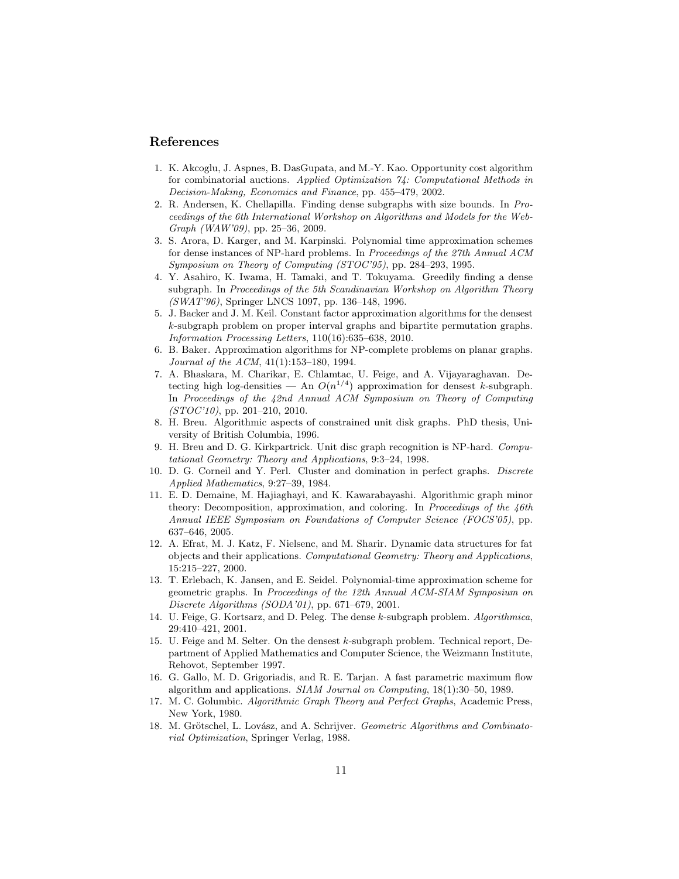## References

1. K. Akcoglu, J. Aspnes, B. DasGupata, and M.-Y. Kao. Opportunity cost algorithm for combinatorial auctions. *Applied Optimization 74: Computational Methods in Decision-Making, Economics and Finance*, pp. 455–479, 2002.
2. R. Andersen, K. Chellapilla. Finding dense subgraphs with size bounds. In *Proceedings of the 6th International Workshop on Algorithms and Models for the Web-Graph (WAW'09)*, pp. 25–36, 2009.
3. S. Arora, D. Karger, and M. Karpinski. Polynomial time approximation schemes for dense instances of NP-hard problems. In *Proceedings of the 27th Annual ACM Symposium on Theory of Computing (STOC'95)*, pp. 284–293, 1995.
4. Y. Asahiro, K. Iwama, H. Tamaki, and T. Tokuyama. Greedily finding a dense subgraph. In *Proceedings of the 5th Scandinavian Workshop on Algorithm Theory (SWAT'96)*, Springer LNCS 1097, pp. 136–148, 1996.
5. J. Backer and J. M. Keil. Constant factor approximation algorithms for the densest $k$-subgraph problem on proper interval graphs and bipartite permutation graphs. *Information Processing Letters*, 110(16):635–638, 2010.
6. B. Baker. Approximation algorithms for NP-complete problems on planar graphs. *Journal of the ACM*, 41(1):153–180, 1994.
7. A. Bhaskara, M. Charikar, E. Chlamtac, U. Feige, and A. Vijayaraghavan. Detecting high log-densities — An $O(n^{1/4})$ approximation for densest $k$-subgraph. In *Proceedings of the 42nd Annual ACM Symposium on Theory of Computing (STOC'10)*, pp. 201–210, 2010.
8. H. Breu. Algorithmic aspects of constrained unit disk graphs. PhD thesis, University of British Columbia, 1996.
9. H. Breu and D. G. Kirkpartrick. Unit disc graph recognition is NP-hard. *Computational Geometry: Theory and Applications*, 9:3–24, 1998.
10. D. G. Corneil and Y. Perl. Cluster and domination in perfect graphs. *Discrete Applied Mathematics*, 9:27–39, 1984.
11. E. D. Demaine, M. Hajiaghayi, and K. Kawarabayashi. Algorithmic graph minor theory: Decomposition, approximation, and coloring. In *Proceedings of the 46th Annual IEEE Symposium on Foundations of Computer Science (FOCS'05)*, pp. 637–646, 2005.
12. A. Efrat, M. J. Katz, F. Nielsenc, and M. Sharir. Dynamic data structures for fat objects and their applications. *Computational Geometry: Theory and Applications*, 15:215–227, 2000.
13. T. Erlebach, K. Jansen, and E. Seidel. Polynomial-time approximation scheme for geometric graphs. In *Proceedings of the 12th Annual ACM-SIAM Symposium on Discrete Algorithms (SODA'01)*, pp. 671–679, 2001.
14. U. Feige, G. Kortsarz, and D. Peleg. The dense $k$-subgraph problem. *Algorithmica*, 29:410–421, 2001.
15. U. Feige and M. Selter. On the densest $k$-subgraph problem. Technical report, Department of Applied Mathematics and Computer Science, the Weizmann Institute, Rehovot, September 1997.
16. G. Gallo, M. D. Grigoriadis, and R. E. Tarjan. A fast parametric maximum flow algorithm and applications. *SIAM Journal on Computing*, 18(1):30–50, 1989.
17. M. C. Golumbic. *Algorithmic Graph Theory and Perfect Graphs*, Academic Press, New York, 1980.
18. M. Grötschel, L. Lovász, and A. Schrijver. *Geometric Algorithms and Combinatorial Optimization*, Springer Verlag, 1988.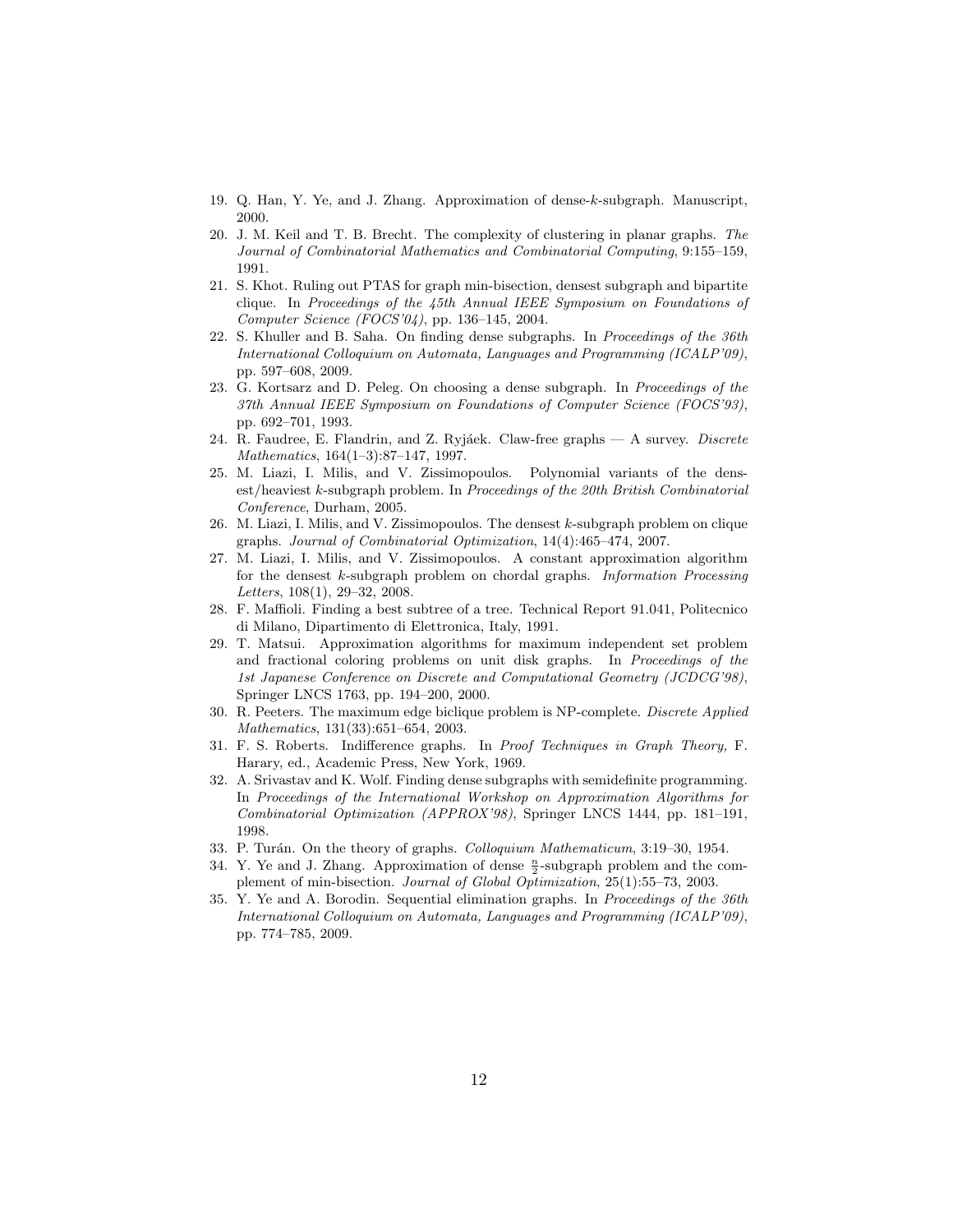19. Q. Han, Y. Ye, and J. Zhang. Approximation of dense-$k$-subgraph. Manuscript, 2000.
20. J. M. Keil and T. B. Brecht. The complexity of clustering in planar graphs. *The Journal of Combinatorial Mathematics and Combinatorial Computing*, 9:155–159, 1991.
21. S. Khot. Ruling out PTAS for graph min-bisection, densest subgraph and bipartite clique. In *Proceedings of the 45th Annual IEEE Symposium on Foundations of Computer Science (FOCS'04)*, pp. 136–145, 2004.
22. S. Khuller and B. Saha. On finding dense subgraphs. In *Proceedings of the 36th International Colloquium on Automata, Languages and Programming (ICALP'09)*, pp. 597–608, 2009.
23. G. Kortsarz and D. Peleg. On choosing a dense subgraph. In *Proceedings of the 37th Annual IEEE Symposium on Foundations of Computer Science (FOCS'93)*, pp. 692–701, 1993.
24. R. Faudree, E. Flandrin, and Z. Ryjáek. Claw-free graphs — A survey. *Discrete Mathematics*, 164(1–3):87–147, 1997.
25. M. Liazi, I. Milis, and V. Zissimopoulos. Polynomial variants of the densest/heaviest $k$-subgraph problem. In *Proceedings of the 20th British Combinatorial Conference*, Durham, 2005.
26. M. Liazi, I. Milis, and V. Zissimopoulos. The densest $k$-subgraph problem on clique graphs. *Journal of Combinatorial Optimization*, 14(4):465–474, 2007.
27. M. Liazi, I. Milis, and V. Zissimopoulos. A constant approximation algorithm for the densest $k$-subgraph problem on chordal graphs. *Information Processing Letters*, 108(1), 29–32, 2008.
28. F. Maffioli. Finding a best subtree of a tree. Technical Report 91.041, Politecnico di Milano, Dipartimento di Elettronica, Italy, 1991.
29. T. Matsui. Approximation algorithms for maximum independent set problem and fractional coloring problems on unit disk graphs. In *Proceedings of the 1st Japanese Conference on Discrete and Computational Geometry (JCDCG'98)*, Springer LNCS 1763, pp. 194–200, 2000.
30. R. Peeters. The maximum edge biclique problem is NP-complete. *Discrete Applied Mathematics*, 131(33):651–654, 2003.
31. F. S. Roberts. Indifference graphs. In *Proof Techniques in Graph Theory,* F. Harary, ed., Academic Press, New York, 1969.
32. A. Srivastav and K. Wolf. Finding dense subgraphs with semidefinite programming. In *Proceedings of the International Workshop on Approximation Algorithms for Combinatorial Optimization (APPROX'98)*, Springer LNCS 1444, pp. 181–191, 1998.
33. P. Turán. On the theory of graphs. *Colloquium Mathematicum*, 3:19–30, 1954.
34. Y. Ye and J. Zhang. Approximation of dense $\frac{n}{2}$-subgraph problem and the complement of min-bisection. *Journal of Global Optimization*, 25(1):55–73, 2003.
35. Y. Ye and A. Borodin. Sequential elimination graphs. In *Proceedings of the 36th International Colloquium on Automata, Languages and Programming (ICALP'09)*, pp. 774–785, 2009.